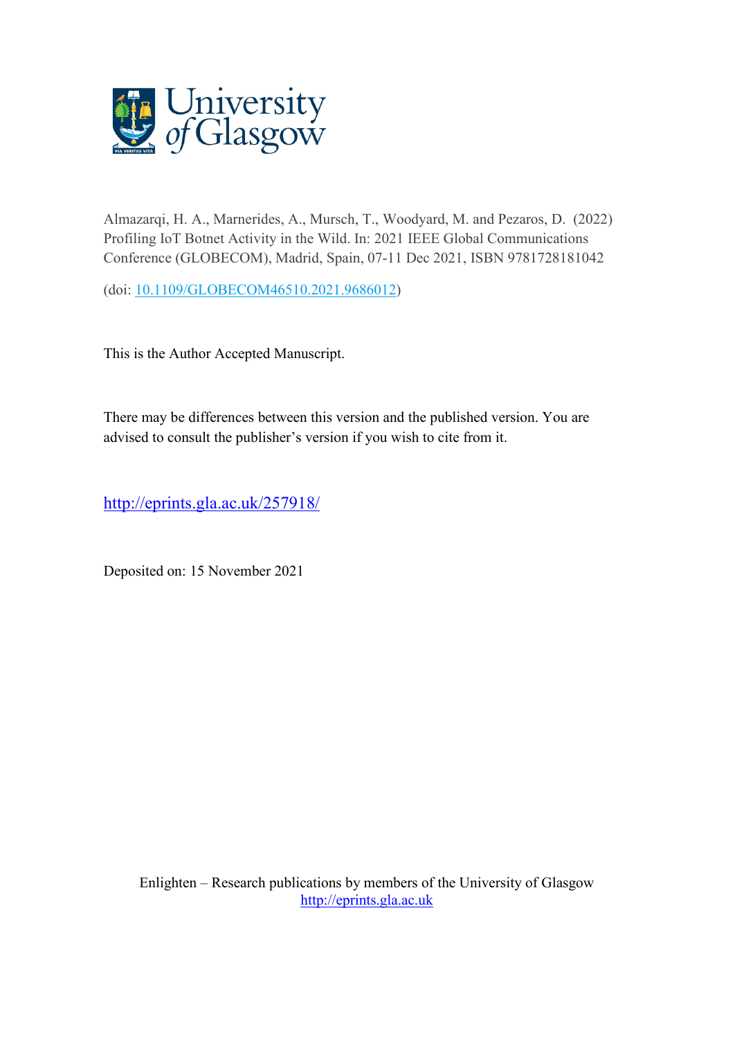University of Glasgow

Almazarqi, H. A., Marnerides, A., Mursch, T., Woodyard, M. and Pezaros, D. (2022) Profiling IoT Botnet Activity in the Wild. In: 2021 IEEE Global Communications Conference (GLOBECOM), Madrid, Spain, 07-11 Dec 2021, ISBN 9781728181042

(doi: [10.1109/GLOBECOM46510.2021.9686012](https://doi.org/10.1109/GLOBECOM46510.2021.9686012))

This is the Author Accepted Manuscript.

There may be differences between this version and the published version. You are advised to consult the publisher's version if you wish to cite from it.

http://eprints.gla.ac.uk/257918/

Deposited on: 15 November 2021

Enlighten – Research publications by members of the University of Glasgow
http://eprints.gla.ac.uk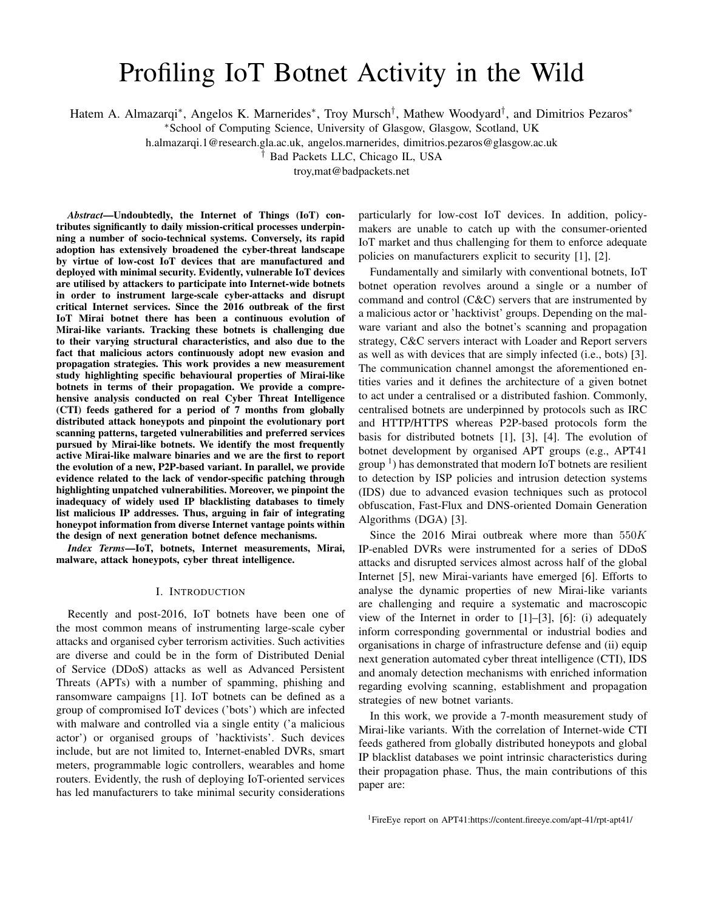# Profiling IoT Botnet Activity in the Wild

Hatem A. Almazarqi*, Angelos K. Marnerides*, Troy Mursch†, Mathew Woodyard†, and Dimitrios Pezaros*

*School of Computing Science, University of Glasgow, Glasgow, Scotland, UK

h.almazarqi.1@research.gla.ac.uk, angelos.marnerides, dimitrios.pezaros@glasgow.ac.uk

† Bad Packets LLC, Chicago IL, USA

troy,mat@badpackets.net

***Abstract*—Undoubtedly, the Internet of Things (IoT) contributes significantly to daily mission-critical processes underpinning a number of socio-technical systems. Conversely, its rapid adoption has extensively broadened the cyber-threat landscape by virtue of low-cost IoT devices that are manufactured and deployed with minimal security. Evidently, vulnerable IoT devices are utilised by attackers to participate into Internet-wide botnets in order to instrument large-scale cyber-attacks and disrupt critical Internet services. Since the 2016 outbreak of the first IoT Mirai botnet there has been a continuous evolution of Mirai-like variants. Tracking these botnets is challenging due to their varying structural characteristics, and also due to the fact that malicious actors continuously adopt new evasion and propagation strategies. This work provides a new measurement study highlighting specific behavioural properties of Mirai-like botnets in terms of their propagation. We provide a comprehensive analysis conducted on real Cyber Threat Intelligence (CTI) feeds gathered for a period of 7 months from globally distributed attack honeypots and pinpoint the evolutionary port scanning patterns, targeted vulnerabilities and preferred services pursued by Mirai-like botnets. We identify the most frequently active Mirai-like malware binaries and we are the first to report the evolution of a new, P2P-based variant. In parallel, we provide evidence related to the lack of vendor-specific patching through highlighting unpatched vulnerabilities. Moreover, we pinpoint the inadequacy of widely used IP blacklisting databases to timely list malicious IP addresses. Thus, arguing in fair of integrating honeypot information from diverse Internet vantage points within the design of next generation botnet defence mechanisms.**

***Index Terms*—IoT, botnets, Internet measurements, Mirai, malware, attack honeypots, cyber threat intelligence.**

## I. Introduction

Recently and post-2016, IoT botnets have been one of the most common means of instrumenting large-scale cyber attacks and organised cyber terrorism activities. Such activities are diverse and could be in the form of Distributed Denial of Service (DDoS) attacks as well as Advanced Persistent Threats (APTs) with a number of spamming, phishing and ransomware campaigns [1]. IoT botnets can be defined as a group of compromised IoT devices ('bots') which are infected with malware and controlled via a single entity ('a malicious actor') or organised groups of 'hacktivists'. Such devices include, but are not limited to, Internet-enabled DVRs, smart meters, programmable logic controllers, wearables and home routers. Evidently, the rush of deploying IoT-oriented services has led manufacturers to take minimal security considerations particularly for low-cost IoT devices. In addition, policy-makers are unable to catch up with the consumer-oriented IoT market and thus challenging for them to enforce adequate policies on manufacturers explicit to security [1], [2].

Fundamentally and similarly with conventional botnets, IoT botnet operation revolves around a single or a number of command and control (C&C) servers that are instrumented by a malicious actor or 'hacktivist' groups. Depending on the malware variant and also the botnet's scanning and propagation strategy, C&C servers interact with Loader and Report servers as well as with devices that are simply infected (i.e., bots) [3]. The communication channel amongst the aforementioned entities varies and it defines the architecture of a given botnet to act under a centralised or a distributed fashion. Commonly, centralised botnets are underpinned by protocols such as IRC and HTTP/HTTPS whereas P2P-based protocols form the basis for distributed botnets [1], [3], [4]. The evolution of botnet development by organised APT groups (e.g., APT41 group [1]) has demonstrated that modern IoT botnets are resilient to detection by ISP policies and intrusion detection systems (IDS) due to advanced evasion techniques such as protocol obfuscation, Fast-Flux and DNS-oriented Domain Generation Algorithms (DGA) [3].

Since the 2016 Mirai outbreak where more than $550K$ IP-enabled DVRs were instrumented for a series of DDoS attacks and disrupted services almost across half of the global Internet [5], new Mirai-variants have emerged [6]. Efforts to analyse the dynamic properties of new Mirai-like variants are challenging and require a systematic and macroscopic view of the Internet in order to [1]–[3], [6]: (i) adequately inform corresponding governmental or industrial bodies and organisations in charge of infrastructure defense and (ii) equip next generation automated cyber threat intelligence (CTI), IDS and anomaly detection mechanisms with enriched information regarding evolving scanning, establishment and propagation strategies of new botnet variants.

In this work, we provide a 7-month measurement study of Mirai-like variants. With the correlation of Internet-wide CTI feeds gathered from globally distributed honeypots and global IP blacklist databases we point intrinsic characteristics during their propagation phase. Thus, the main contributions of this paper are:

[1]FireEye report on APT41:https://content.fireeye.com/apt-41/rpt-apt41/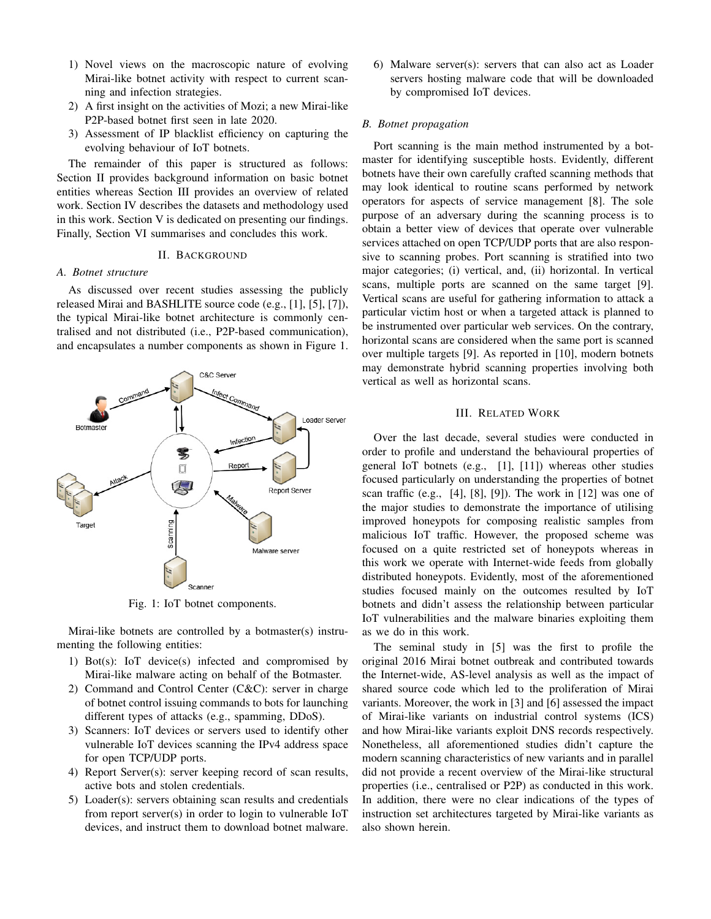1) Novel views on the macroscopic nature of evolving Mirai-like botnet activity with respect to current scanning and infection strategies.
2) A first insight on the activities of Mozi; a new Mirai-like P2P-based botnet first seen in late 2020.
3) Assessment of IP blacklist efficiency on capturing the evolving behaviour of IoT botnets.

The remainder of this paper is structured as follows: Section II provides background information on basic botnet entities whereas Section III provides an overview of related work. Section IV describes the datasets and methodology used in this work. Section V is dedicated on presenting our findings. Finally, Section VI summarises and concludes this work.

## II. Background

### A. Botnet structure

As discussed over recent studies assessing the publicly released Mirai and BASHLITE source code (e.g., [1], [5], [7]), the typical Mirai-like botnet architecture is commonly centralised and not distributed (i.e., P2P-based communication), and encapsulates a number components as shown in Figure 1.

Fig. 1: IoT botnet components.

Mirai-like botnets are controlled by a botmaster(s) instrumenting the following entities:

1) Bot(s): IoT device(s) infected and compromised by Mirai-like malware acting on behalf of the Botmaster.
2) Command and Control Center (C&C): server in charge of botnet control issuing commands to bots for launching different types of attacks (e.g., spamming, DDoS).
3) Scanners: IoT devices or servers used to identify other vulnerable IoT devices scanning the IPv4 address space for open TCP/UDP ports.
4) Report Server(s): server keeping record of scan results, active bots and stolen credentials.
5) Loader(s): servers obtaining scan results and credentials from report server(s) in order to login to vulnerable IoT devices, and instruct them to download botnet malware.
6) Malware server(s): servers that can also act as Loader servers hosting malware code that will be downloaded by compromised IoT devices.

### B. Botnet propagation

Port scanning is the main method instrumented by a botmaster for identifying susceptible hosts. Evidently, different botnets have their own carefully crafted scanning methods that may look identical to routine scans performed by network operators for aspects of service management [8]. The sole purpose of an adversary during the scanning process is to obtain a better view of devices that operate over vulnerable services attached on open TCP/UDP ports that are also responsive to scanning probes. Port scanning is stratified into two major categories; (i) vertical, and, (ii) horizontal. In vertical scans, multiple ports are scanned on the same target [9]. Vertical scans are useful for gathering information to attack a particular victim host or when a targeted attack is planned to be instrumented over particular web services. On the contrary, horizontal scans are considered when the same port is scanned over multiple targets [9]. As reported in [10], modern botnets may demonstrate hybrid scanning properties involving both vertical as well as horizontal scans.

## III. Related Work

Over the last decade, several studies were conducted in order to profile and understand the behavioural properties of general IoT botnets (e.g., [1], [11]) whereas other studies focused particularly on understanding the properties of botnet scan traffic (e.g., [4], [8], [9]). The work in [12] was one of the major studies to demonstrate the importance of utilising improved honeypots for composing realistic samples from malicious IoT traffic. However, the proposed scheme was focused on a quite restricted set of honeypots whereas in this work we operate with Internet-wide feeds from globally distributed honeypots. Evidently, most of the aforementioned studies focused mainly on the outcomes resulted by IoT botnets and didn't assess the relationship between particular IoT vulnerabilities and the malware binaries exploiting them as we do in this work.

The seminal study in [5] was the first to profile the original 2016 Mirai botnet outbreak and contributed towards the Internet-wide, AS-level analysis as well as the impact of shared source code which led to the proliferation of Mirai variants. Moreover, the work in [3] and [6] assessed the impact of Mirai-like variants on industrial control systems (ICS) and how Mirai-like variants exploit DNS records respectively. Nonetheless, all aforementioned studies didn't capture the modern scanning characteristics of new variants and in parallel did not provide a recent overview of the Mirai-like structural properties (i.e., centralised or P2P) as conducted in this work. In addition, there were no clear indications of the types of instruction set architectures targeted by Mirai-like variants as also shown herein.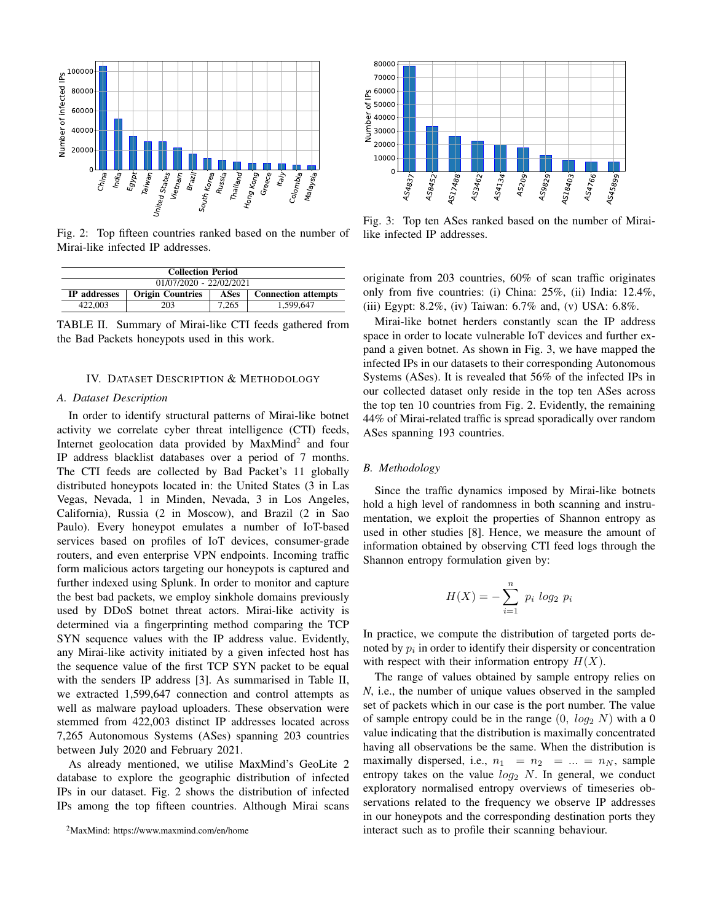Fig. 2: Top fifteen countries ranked based on the number of Mirai-like infected IP addresses.

Fig. 3: Top ten ASes ranked based on the number of Mirai-like infected IP addresses.

| Collection Period | | | |
|---|---|---|---|
| 01/07/2020 - 22/02/2021 | | | |
| **IP addresses** | **Origin Countries** | **ASes** | **Connection attempts** |
| 422,003 | 203 | 7,265 | 1,599,647 |

TABLE II. Summary of Mirai-like CTI feeds gathered from the Bad Packets honeypots used in this work.

## IV. Dataset Description & Methodology

### A. Dataset Description

In order to identify structural patterns of Mirai-like botnet activity we correlate cyber threat intelligence (CTI) feeds, Internet geolocation data provided by MaxMind[2] and four IP address blacklist databases over a period of 7 months. The CTI feeds are collected by Bad Packet's 11 globally distributed honeypots located in: the United States (3 in Las Vegas, Nevada, 1 in Minden, Nevada, 3 in Los Angeles, California), Russia (2 in Moscow), and Brazil (2 in Sao Paulo). Every honeypot emulates a number of IoT-based services based on profiles of IoT devices, consumer-grade routers, and even enterprise VPN endpoints. Incoming traffic form malicious actors targeting our honeypots is captured and further indexed using Splunk. In order to monitor and capture the best bad packets, we employ sinkhole domains previously used by DDoS botnet threat actors. Mirai-like activity is determined via a fingerprinting method comparing the TCP SYN sequence values with the IP address value. Evidently, any Mirai-like activity initiated by a given infected host has the sequence value of the first TCP SYN packet to be equal with the senders IP address [3]. As summarised in Table II, we extracted 1,599,647 connection and control attempts as well as malware payload uploaders. These observation were stemmed from 422,003 distinct IP addresses located across 7,265 Autonomous Systems (ASes) spanning 203 countries between July 2020 and February 2021.

As already mentioned, we utilise MaxMind's GeoLite 2 database to explore the geographic distribution of infected IPs in our dataset. Fig. 2 shows the distribution of infected IPs among the top fifteen countries. Although Mirai scans originate from 203 countries, 60% of scan traffic originates only from five countries: (i) China: 25%, (ii) India: 12.4%, (iii) Egypt: 8.2%, (iv) Taiwan: 6.7% and, (v) USA: 6.8%.

Mirai-like botnet herders constantly scan the IP address space in order to locate vulnerable IoT devices and further expand a given botnet. As shown in Fig. 3, we have mapped the infected IPs in our datasets to their corresponding Autonomous Systems (ASes). It is revealed that 56% of the infected IPs in our collected dataset only reside in the top ten ASes across the top ten 10 countries from Fig. 2. Evidently, the remaining 44% of Mirai-related traffic is spread sporadically over random ASes spanning 193 countries.

### B. Methodology

Since the traffic dynamics imposed by Mirai-like botnets hold a high level of randomness in both scanning and instrumentation, we exploit the properties of Shannon entropy as used in other studies [8]. Hence, we measure the amount of information obtained by observing CTI feed logs through the Shannon entropy formulation given by:

$$H(X) = -\sum_{i=1}^{n} p_i \ log_2 \ p_i$$

In practice, we compute the distribution of targeted ports denoted by $p_i$ in order to identify their dispersity or concentration with respect with their information entropy $H(X)$.

The range of values obtained by sample entropy relies on *N*, i.e., the number of unique values observed in the sampled set of packets which in our case is the port number. The value of sample entropy could be in the range $(0, \ log_2 \ N)$ with a 0 value indicating that the distribution is maximally concentrated having all observations be the same. When the distribution is maximally dispersed, i.e., $n_1 = n_2 = ... = n_N$, sample entropy takes on the value $log_2 \ N$. In general, we conduct exploratory normalised entropy overviews of timeseries observations related to the frequency we observe IP addresses in our honeypots and the corresponding destination ports they interact such as to profile their scanning behaviour.

[2]MaxMind: https://www.maxmind.com/en/home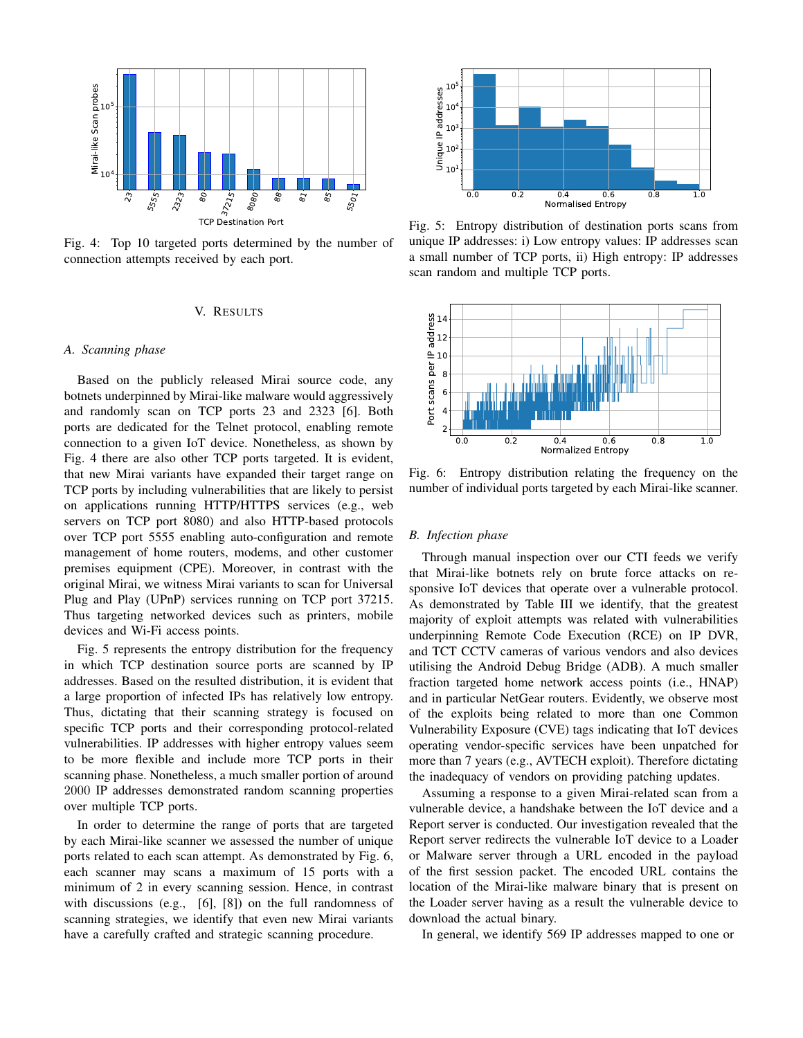Fig. 4: Top 10 targeted ports determined by the number of connection attempts received by each port.

Fig. 5: Entropy distribution of destination ports scans from unique IP addresses: i) Low entropy values: IP addresses scan a small number of TCP ports, ii) High entropy: IP addresses scan random and multiple TCP ports.

## V. Results

### A. Scanning phase

Based on the publicly released Mirai source code, any botnets underpinned by Mirai-like malware would aggressively and randomly scan on TCP ports 23 and 2323 [6]. Both ports are dedicated for the Telnet protocol, enabling remote connection to a given IoT device. Nonetheless, as shown by Fig. 4 there are also other TCP ports targeted. It is evident, that new Mirai variants have expanded their target range on TCP ports by including vulnerabilities that are likely to persist on applications running HTTP/HTTPS services (e.g., web servers on TCP port 8080) and also HTTP-based protocols over TCP port 5555 enabling auto-configuration and remote management of home routers, modems, and other customer premises equipment (CPE). Moreover, in contrast with the original Mirai, we witness Mirai variants to scan for Universal Plug and Play (UPnP) services running on TCP port 37215. Thus targeting networked devices such as printers, mobile devices and Wi-Fi access points.

Fig. 5 represents the entropy distribution for the frequency in which TCP destination source ports are scanned by IP addresses. Based on the resulted distribution, it is evident that a large proportion of infected IPs has relatively low entropy. Thus, dictating that their scanning strategy is focused on specific TCP ports and their corresponding protocol-related vulnerabilities. IP addresses with higher entropy values seem to be more flexible and include more TCP ports in their scanning phase. Nonetheless, a much smaller portion of around 2000 IP addresses demonstrated random scanning properties over multiple TCP ports.

In order to determine the range of ports that are targeted by each Mirai-like scanner we assessed the number of unique ports related to each scan attempt. As demonstrated by Fig. 6, each scanner may scans a maximum of 15 ports with a minimum of 2 in every scanning session. Hence, in contrast with discussions (e.g., [6], [8]) on the full randomness of scanning strategies, we identify that even new Mirai variants have a carefully crafted and strategic scanning procedure.

Fig. 6: Entropy distribution relating the frequency on the number of individual ports targeted by each Mirai-like scanner.

### B. Infection phase

Through manual inspection over our CTI feeds we verify that Mirai-like botnets rely on brute force attacks on responsive IoT devices that operate over a vulnerable protocol. As demonstrated by Table III we identify, that the greatest majority of exploit attempts was related with vulnerabilities underpinning Remote Code Execution (RCE) on IP DVR, and TCT CCTV cameras of various vendors and also devices utilising the Android Debug Bridge (ADB). A much smaller fraction targeted home network access points (i.e., HNAP) and in particular NetGear routers. Evidently, we observe most of the exploits being related to more than one Common Vulnerability Exposure (CVE) tags indicating that IoT devices operating vendor-specific services have been unpatched for more than 7 years (e.g., AVTECH exploit). Therefore dictating the inadequacy of vendors on providing patching updates.

Assuming a response to a given Mirai-related scan from a vulnerable device, a handshake between the IoT device and a Report server is conducted. Our investigation revealed that the Report server redirects the vulnerable IoT device to a Loader or Malware server through a URL encoded in the payload of the first session packet. The encoded URL contains the location of the Mirai-like malware binary that is present on the Loader server having as a result the vulnerable device to download the actual binary.

In general, we identify 569 IP addresses mapped to one or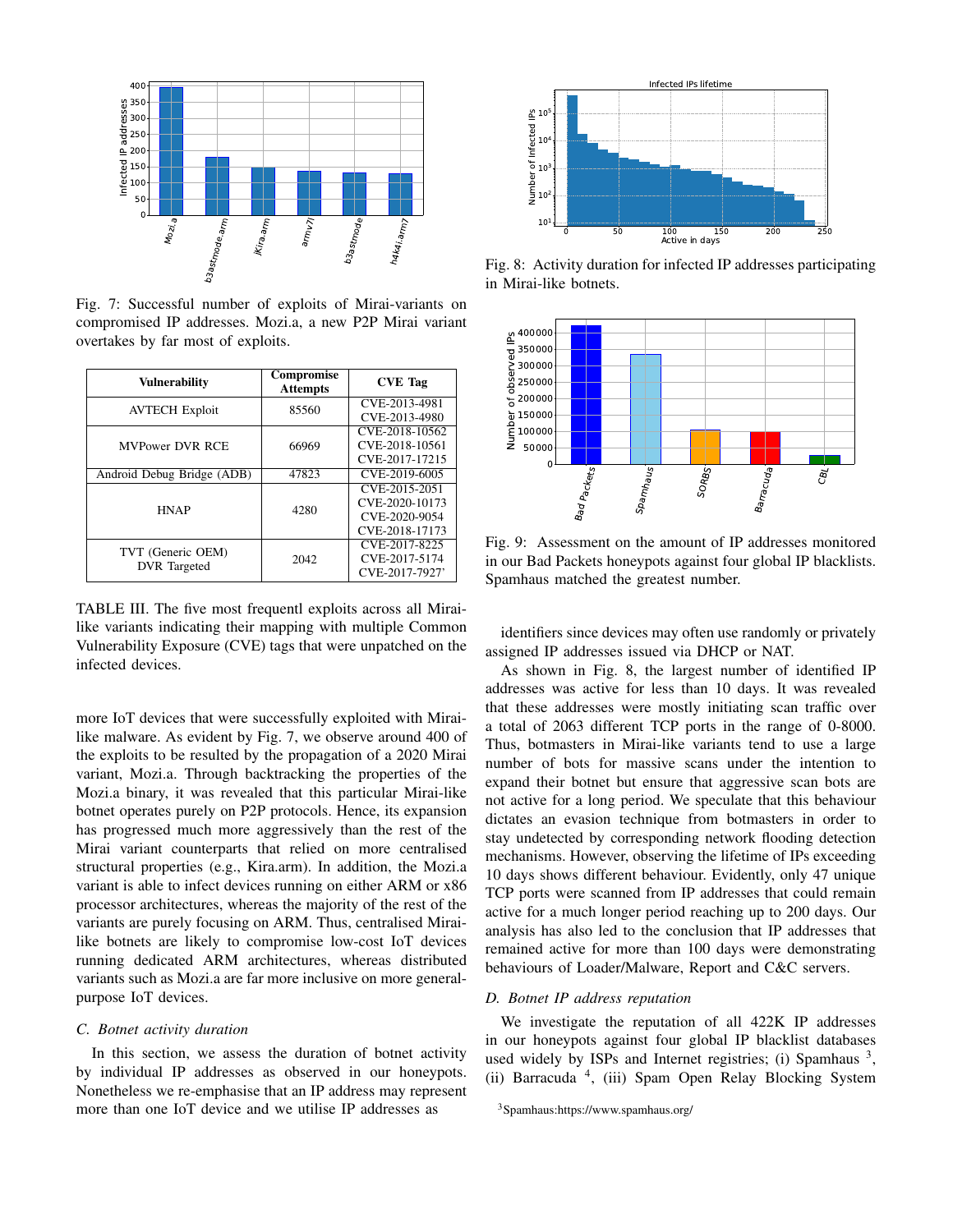Fig. 7: Successful number of exploits of Mirai-variants on compromised IP addresses. Mozi.a, a new P2P Mirai variant overtakes by far most of exploits.

| Vulnerability | Compromise Attempts | CVE Tag |
|---|---|---|
| AVTECH Exploit | 85560 | CVE-2013-4981 CVE-2013-4980 |
| MVPower DVR RCE | 66969 | CVE-2018-10562 CVE-2018-10561 CVE-2017-17215 |
| Android Debug Bridge (ADB) | 47823 | CVE-2019-6005 |
| HNAP | 4280 | CVE-2015-2051 CVE-2020-10173 CVE-2020-9054 CVE-2018-17173 |
| TVT (Generic OEM) DVR Targeted | 2042 | CVE-2017-8225 CVE-2017-5174 CVE-2017-7927' |

TABLE III. The five most frequentl exploits across all Mirai-like variants indicating their mapping with multiple Common Vulnerability Exposure (CVE) tags that were unpatched on the infected devices.

more IoT devices that were successfully exploited with Mirai-like malware. As evident by Fig. 7, we observe around 400 of the exploits to be resulted by the propagation of a 2020 Mirai variant, Mozi.a. Through backtracking the properties of the Mozi.a binary, it was revealed that this particular Mirai-like botnet operates purely on P2P protocols. Hence, its expansion has progressed much more aggressively than the rest of the Mirai variant counterparts that relied on more centralised structural properties (e.g., Kira.arm). In addition, the Mozi.a variant is able to infect devices running on either ARM or x86 processor architectures, whereas the majority of the rest of the variants are purely focusing on ARM. Thus, centralised Mirai-like botnets are likely to compromise low-cost IoT devices running dedicated ARM architectures, whereas distributed variants such as Mozi.a are far more inclusive on more general-purpose IoT devices.

### C. Botnet activity duration

In this section, we assess the duration of botnet activity by individual IP addresses as observed in our honeypots. Nonetheless we re-emphasise that an IP address may represent more than one IoT device and we utilise IP addresses as identifiers since devices may often use randomly or privately assigned IP addresses issued via DHCP or NAT.

Fig. 8: Activity duration for infected IP addresses participating in Mirai-like botnets.

Fig. 9: Assessment on the amount of IP addresses monitored in our Bad Packets honeypots against four global IP blacklists. Spamhaus matched the greatest number.

As shown in Fig. 8, the largest number of identified IP addresses was active for less than 10 days. It was revealed that these addresses were mostly initiating scan traffic over a total of 2063 different TCP ports in the range of 0-8000. Thus, botmasters in Mirai-like variants tend to use a large number of bots for massive scans under the intention to expand their botnet but ensure that aggressive scan bots are not active for a long period. We speculate that this behaviour dictates an evasion technique from botmasters in order to stay undetected by corresponding network flooding detection mechanisms. However, observing the lifetime of IPs exceeding 10 days shows different behaviour. Evidently, only 47 unique TCP ports were scanned from IP addresses that could remain active for a much longer period reaching up to 200 days. Our analysis has also led to the conclusion that IP addresses that remained active for more than 100 days were demonstrating behaviours of Loader/Malware, Report and C&C servers.

### D. Botnet IP address reputation

We investigate the reputation of all 422K IP addresses in our honeypots against four global IP blacklist databases used widely by ISPs and Internet registries; (i) Spamhaus [3], (ii) Barracuda [4], (iii) Spam Open Relay Blocking System

[3] Spamhaus:https://www.spamhaus.org/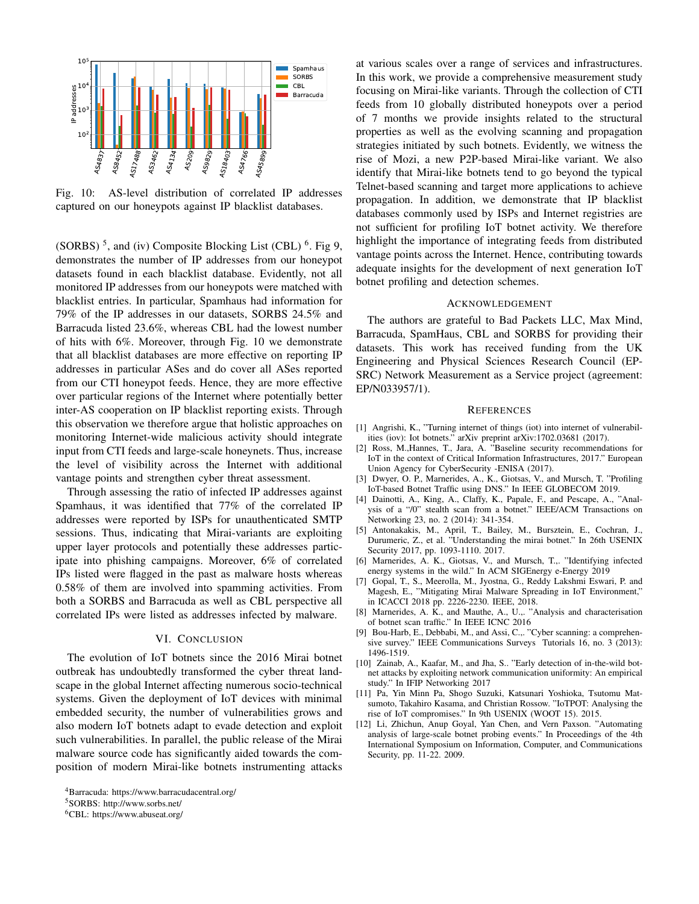$10^5$
$10^4$
$10^3$
$10^2$
IP addresses
Spamhaus
SORBS
CBL
Barracuda
AS4837
AS8452
AS17488
AS3462
AS4134
AS209
AS9829
AS18403
AS4766
AS45899

Fig. 10: AS-level distribution of correlated IP addresses captured on our honeypots against IP blacklist databases.

(SORBS) [5], and (iv) Composite Blocking List (CBL) [6]. Fig 9, demonstrates the number of IP addresses from our honeypot datasets found in each blacklist database. Evidently, not all monitored IP addresses from our honeypots were matched with blacklist entries. In particular, Spamhaus had information for 79% of the IP addresses in our datasets, SORBS 24.5% and Barracuda listed 23.6%, whereas CBL had the lowest number of hits with 6%. Moreover, through Fig. 10 we demonstrate that all blacklist databases are more effective on reporting IP addresses in particular ASes and do cover all ASes reported from our CTI honeypot feeds. Hence, they are more effective over particular regions of the Internet where potentially better inter-AS cooperation on IP blacklist reporting exists. Through this observation we therefore argue that holistic approaches on monitoring Internet-wide malicious activity should integrate input from CTI feeds and large-scale honeynets. Thus, increase the level of visibility across the Internet with additional vantage points and strengthen cyber threat assessment.

Through assessing the ratio of infected IP addresses against Spamhaus, it was identified that 77% of the correlated IP addresses were reported by ISPs for unauthenticated SMTP sessions. Thus, indicating that Mirai-variants are exploiting upper layer protocols and potentially these addresses participate into phishing campaigns. Moreover, 6% of correlated IPs listed were flagged in the past as malware hosts whereas 0.58% of them are involved into spamming activities. From both a SORBS and Barracuda as well as CBL perspective all correlated IPs were listed as addresses infected by malware.

## VI. Conclusion

The evolution of IoT botnets since the 2016 Mirai botnet outbreak has undoubtedly transformed the cyber threat landscape in the global Internet affecting numerous socio-technical systems. Given the deployment of IoT devices with minimal embedded security, the number of vulnerabilities grows and also modern IoT botnets adapt to evade detection and exploit such vulnerabilities. In parallel, the public release of the Mirai malware source code has significantly aided towards the composition of modern Mirai-like botnets instrumenting attacks at various scales over a range of services and infrastructures. In this work, we provide a comprehensive measurement study focusing on Mirai-like variants. Through the collection of CTI feeds from 10 globally distributed honeypots over a period of 7 months we provide insights related to the structural properties as well as the evolving scanning and propagation strategies initiated by such botnets. Evidently, we witness the rise of Mozi, a new P2P-based Mirai-like variant. We also identify that Mirai-like botnets tend to go beyond the typical Telnet-based scanning and target more applications to achieve propagation. In addition, we demonstrate that IP blacklist databases commonly used by ISPs and Internet registries are not sufficient for profiling IoT botnet activity. We therefore highlight the importance of integrating feeds from distributed vantage points across the Internet. Hence, contributing towards adequate insights for the development of next generation IoT botnet profiling and detection schemes.

## Acknowledgement

The authors are grateful to Bad Packets LLC, Max Mind, Barracuda, SpamHaus, CBL and SORBS for providing their datasets. This work has received funding from the UK Engineering and Physical Sciences Research Council (EPSRC) Network Measurement as a Service project (agreement: EP/N033957/1).

## References

[1] Angrishi, K., "Turning internet of things (iot) into internet of vulnerabilities (iov): Iot botnets." arXiv preprint arXiv:1702.03681 (2017).

[2] Ross, M.,Hannes, T., Jara, A. "Baseline security recommendations for IoT in the context of Critical Information Infrastructures, 2017." European Union Agency for CyberSecurity -ENISA (2017).

[3] Dwyer, O. P., Marnerides, A., K., Giotsas, V., and Mursch, T. "Profiling IoT-based Botnet Traffic using DNS." In IEEE GLOBECOM 2019.

[4] Dainotti, A., King, A., Claffy, K., Papale, F., and Pescape, A., "Analysis of a "/0" stealth scan from a botnet." IEEE/ACM Transactions on Networking 23, no. 2 (2014): 341-354.

[5] Antonakakis, M., April, T., Bailey, M., Bursztein, E., Cochran, J., Durumeric, Z., et al. "Understanding the mirai botnet." In 26th USENIX Security 2017, pp. 1093-1110. 2017.

[6] Marnerides, A. K., Giotsas, V., and Mursch, T.,. "Identifying infected energy systems in the wild." In ACM SIGEnergy e-Energy 2019

[7] Gopal, T., S., Meerolla, M., Jyostna, G., Reddy Lakshmi Eswari, P. and Magesh, E., "Mitigating Mirai Malware Spreading in IoT Environment," in ICACCI 2018 pp. 2226-2230. IEEE, 2018.

[8] Marnerides, A. K., and Mauthe, A., U.,. "Analysis and characterisation of botnet scan traffic." In IEEE ICNC 2016

[9] Bou-Harb, E., Debbabi, M., and Assi, C.,. "Cyber scanning: a comprehensive survey." IEEE Communications Surveys Tutorials 16, no. 3 (2013): 1496-1519.

[10] Zainab, A., Kaafar, M., and Jha, S.. "Early detection of in-the-wild botnet attacks by exploiting network communication uniformity: An empirical study." In IFIP Networking 2017

[11] Pa, Yin Minn Pa, Shogo Suzuki, Katsunari Yoshioka, Tsutomu Matsumoto, Takahiro Kasama, and Christian Rossow. "IoTPOT: Analysing the rise of IoT compromises." In 9th USENIX (WOOT 15). 2015.

[12] Li, Zhichun, Anup Goyal, Yan Chen, and Vern Paxson. "Automating analysis of large-scale botnet probing events." In Proceedings of the 4th International Symposium on Information, Computer, and Communications Security, pp. 11-22. 2009.

[4] Barracuda: https://www.barracudacentral.org/

[5] SORBS: http://www.sorbs.net/

[6] CBL: https://www.abuseat.org/